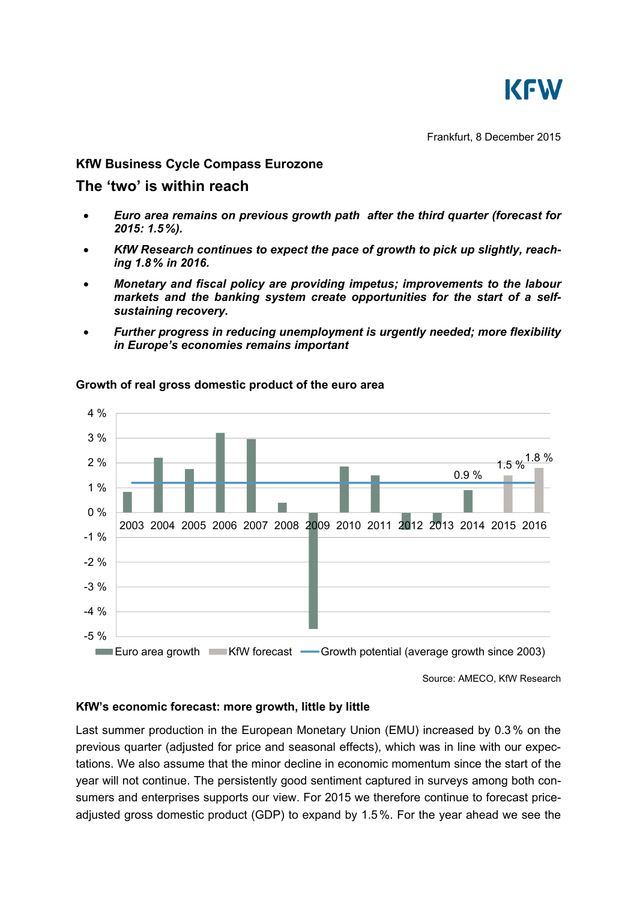Frankfurt, 8 December 2015

## KfW Business Cycle Compass Eurozone

# The ‘two’ is within reach

- ***Euro area remains on previous growth path after the third quarter (forecast for 2015: 1.5 %).***
- ***KfW Research continues to expect the pace of growth to pick up slightly, reaching 1.8 % in 2016.***
- ***Monetary and fiscal policy are providing impetus; improvements to the labour markets and the banking system create opportunities for the start of a self-sustaining recovery.***
- ***Further progress in reducing unemployment is urgently needed; more flexibility in Europe’s economies remains important***

**Growth of real gross domestic product of the euro area**

Legend: Euro area growth; KfW forecast; Growth potential (average growth since 2003)

Labelled values: 2014: 0.9 %; 2015: 1.5 %; 2016: 1.8 %

Source: AMECO, KfW Research

### KfW’s economic forecast: more growth, little by little

Last summer production in the European Monetary Union (EMU) increased by 0.3 % on the previous quarter (adjusted for price and seasonal effects), which was in line with our expectations. We also assume that the minor decline in economic momentum since the start of the year will not continue. The persistently good sentiment captured in surveys among both consumers and enterprises supports our view. For 2015 we therefore continue to forecast price-adjusted gross domestic product (GDP) to expand by 1.5 %. For the year ahead we see the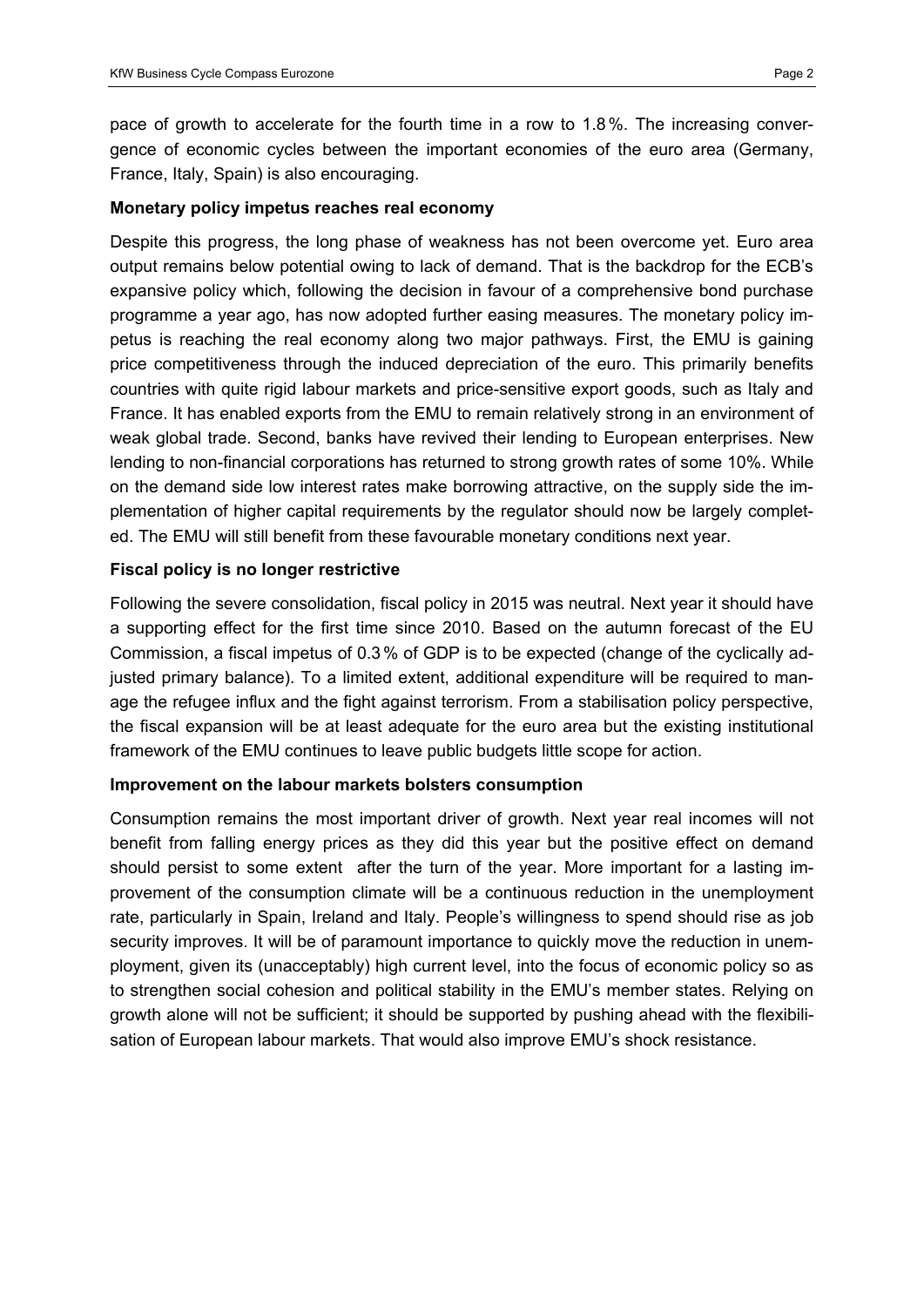pace of growth to accelerate for the fourth time in a row to 1.8 %. The increasing convergence of economic cycles between the important economies of the euro area (Germany, France, Italy, Spain) is also encouraging.

**Monetary policy impetus reaches real economy**

Despite this progress, the long phase of weakness has not been overcome yet. Euro area output remains below potential owing to lack of demand. That is the backdrop for the ECB's expansive policy which, following the decision in favour of a comprehensive bond purchase programme a year ago, has now adopted further easing measures. The monetary policy impetus is reaching the real economy along two major pathways. First, the EMU is gaining price competitiveness through the induced depreciation of the euro. This primarily benefits countries with quite rigid labour markets and price-sensitive export goods, such as Italy and France. It has enabled exports from the EMU to remain relatively strong in an environment of weak global trade. Second, banks have revived their lending to European enterprises. New lending to non-financial corporations has returned to strong growth rates of some 10%. While on the demand side low interest rates make borrowing attractive, on the supply side the implementation of higher capital requirements by the regulator should now be largely completed. The EMU will still benefit from these favourable monetary conditions next year.

**Fiscal policy is no longer restrictive**

Following the severe consolidation, fiscal policy in 2015 was neutral. Next year it should have a supporting effect for the first time since 2010. Based on the autumn forecast of the EU Commission, a fiscal impetus of 0.3 % of GDP is to be expected (change of the cyclically adjusted primary balance). To a limited extent, additional expenditure will be required to manage the refugee influx and the fight against terrorism. From a stabilisation policy perspective, the fiscal expansion will be at least adequate for the euro area but the existing institutional framework of the EMU continues to leave public budgets little scope for action.

**Improvement on the labour markets bolsters consumption**

Consumption remains the most important driver of growth. Next year real incomes will not benefit from falling energy prices as they did this year but the positive effect on demand should persist to some extent after the turn of the year. More important for a lasting improvement of the consumption climate will be a continuous reduction in the unemployment rate, particularly in Spain, Ireland and Italy. People's willingness to spend should rise as job security improves. It will be of paramount importance to quickly move the reduction in unemployment, given its (unacceptably) high current level, into the focus of economic policy so as to strengthen social cohesion and political stability in the EMU's member states. Relying on growth alone will not be sufficient; it should be supported by pushing ahead with the flexibilisation of European labour markets. That would also improve EMU's shock resistance.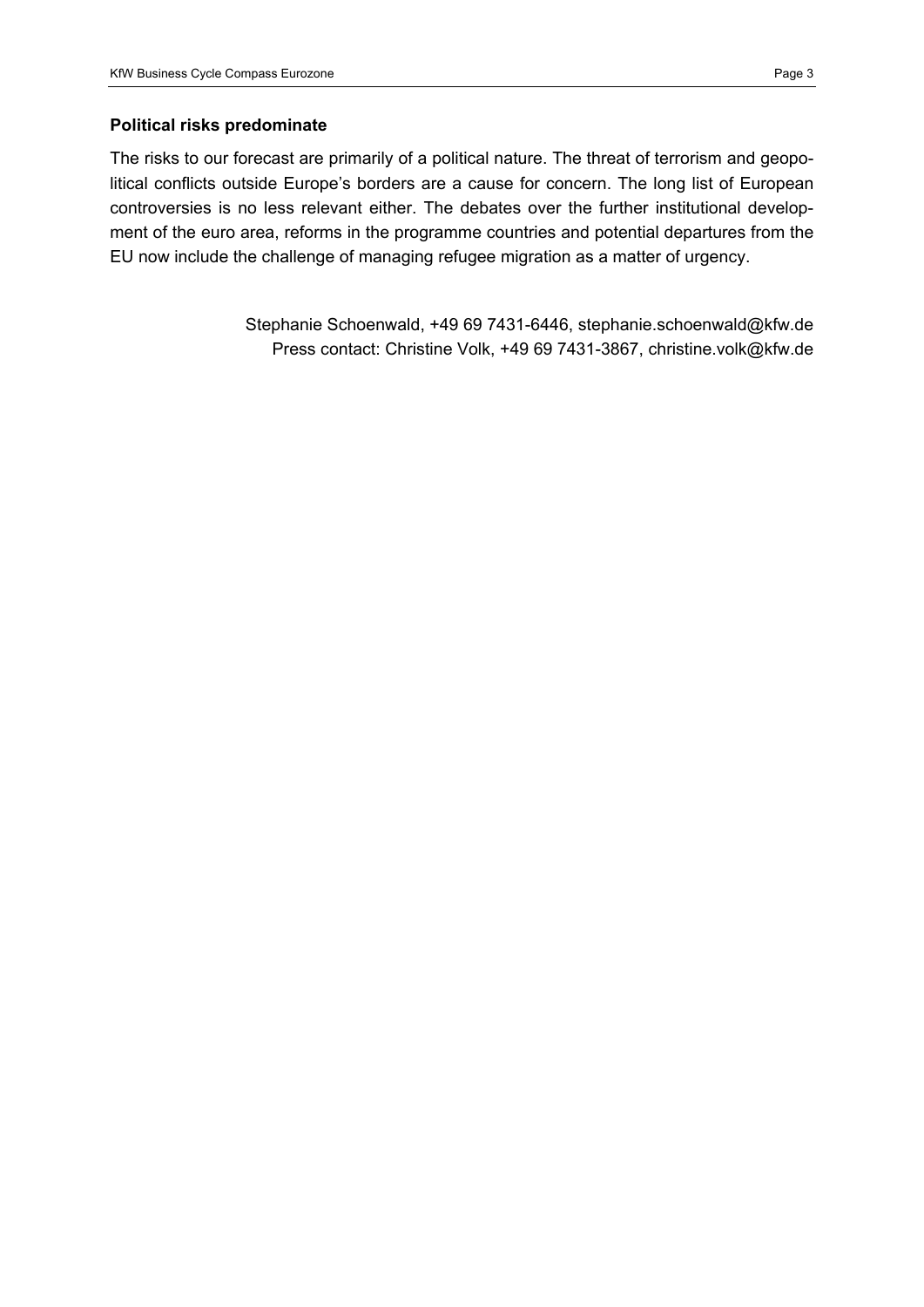**Political risks predominate**

The risks to our forecast are primarily of a political nature. The threat of terrorism and geopolitical conflicts outside Europe's borders are a cause for concern. The long list of European controversies is no less relevant either. The debates over the further institutional development of the euro area, reforms in the programme countries and potential departures from the EU now include the challenge of managing refugee migration as a matter of urgency.

Stephanie Schoenwald, +49 69 7431-6446, stephanie.schoenwald@kfw.de
Press contact: Christine Volk, +49 69 7431-3867, christine.volk@kfw.de